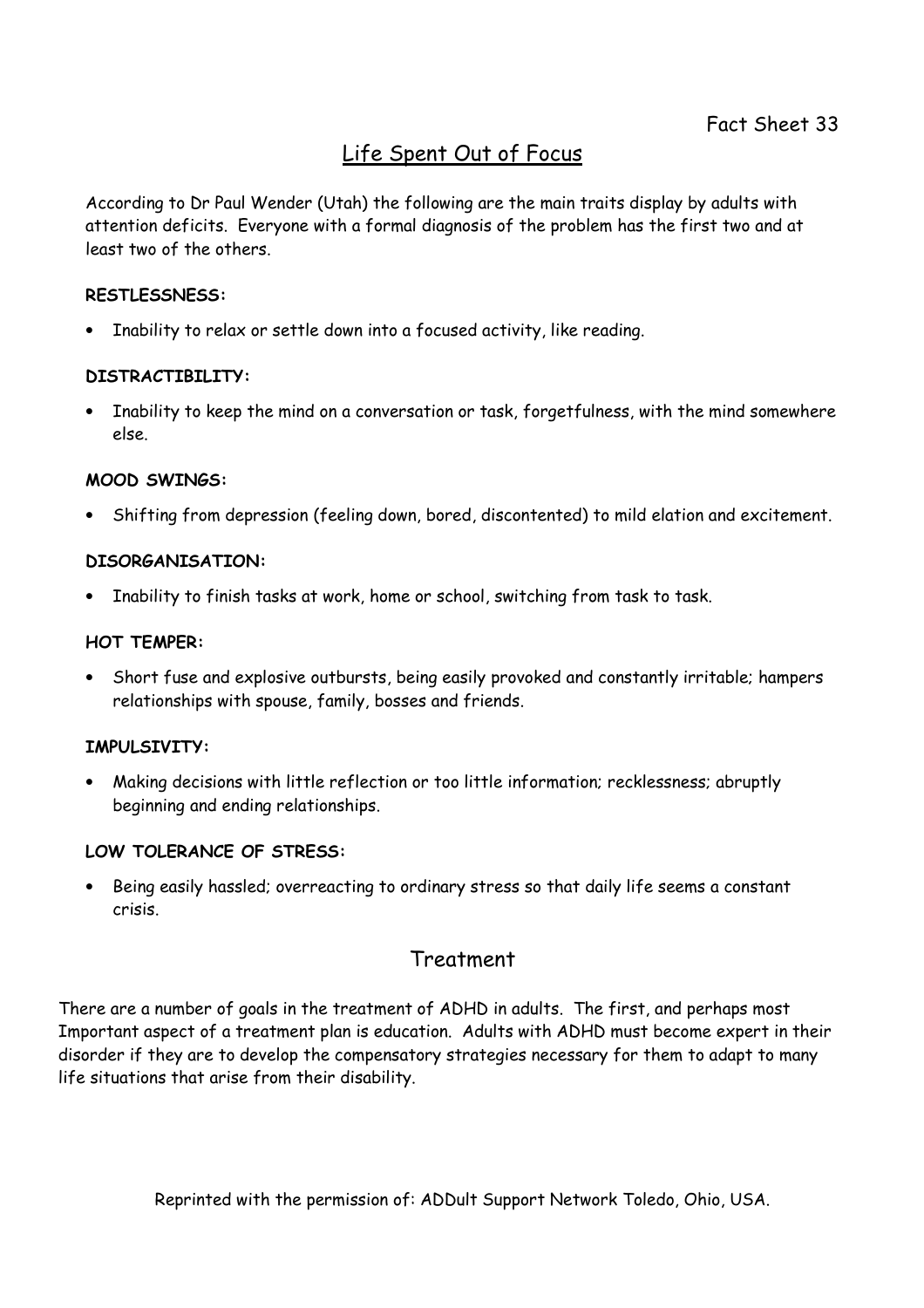Fact Sheet 33

# Life Spent Out of Focus

According to Dr Paul Wender (Utah) the following are the main traits display by adults with attention deficits. Everyone with a formal diagnosis of the problem has the first two and at least two of the others.

**RESTLESSNESS:**

- Inability to relax or settle down into a focused activity, like reading.

**DISTRACTIBILITY:**

- Inability to keep the mind on a conversation or task, forgetfulness, with the mind somewhere else.

**MOOD SWINGS:**

- Shifting from depression (feeling down, bored, discontented) to mild elation and excitement.

**DISORGANISATION:**

- Inability to finish tasks at work, home or school, switching from task to task.

**HOT TEMPER:**

- Short fuse and explosive outbursts, being easily provoked and constantly irritable; hampers relationships with spouse, family, bosses and friends.

**IMPULSIVITY:**

- Making decisions with little reflection or too little information; recklessness; abruptly beginning and ending relationships.

**LOW TOLERANCE OF STRESS:**

- Being easily hassled; overreacting to ordinary stress so that daily life seems a constant crisis.

## Treatment

There are a number of goals in the treatment of ADHD in adults. The first, and perhaps most Important aspect of a treatment plan is education. Adults with ADHD must become expert in their disorder if they are to develop the compensatory strategies necessary for them to adapt to many life situations that arise from their disability.

Reprinted with the permission of: ADDult Support Network Toledo, Ohio, USA.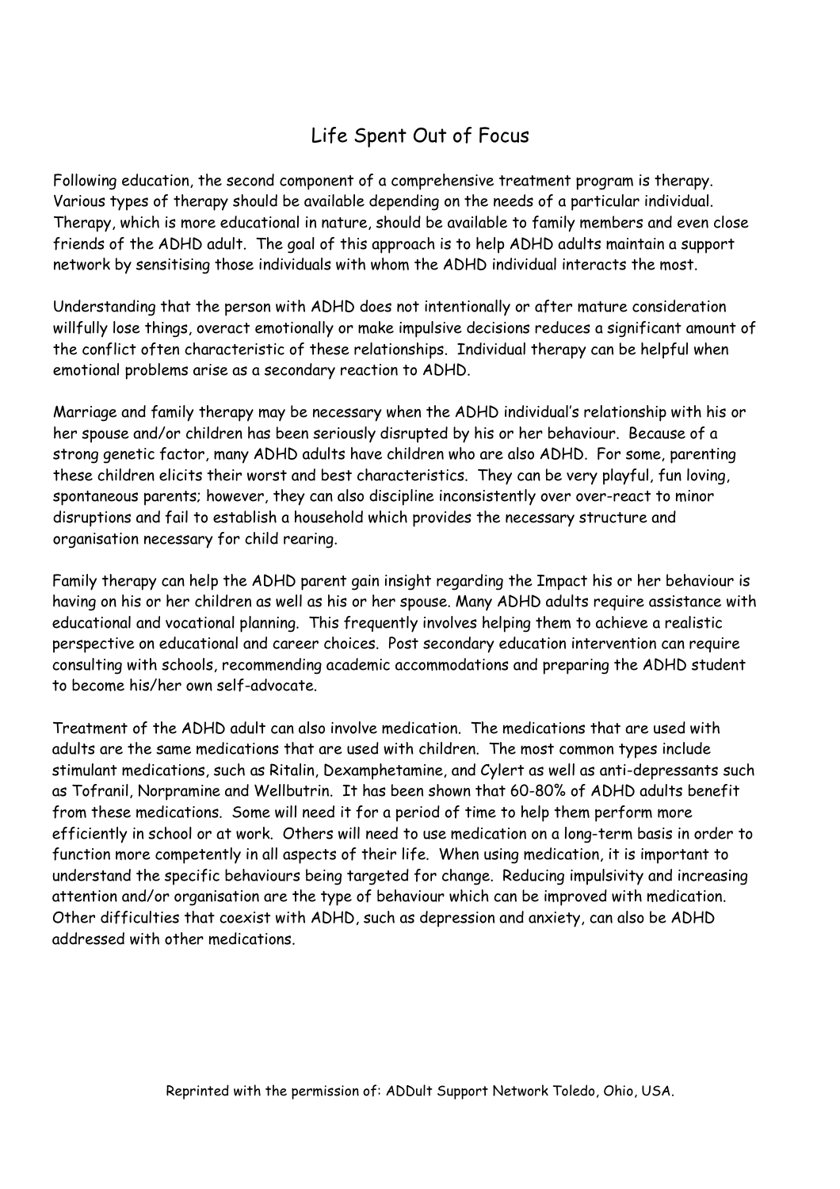## Life Spent Out of Focus

Following education, the second component of a comprehensive treatment program is therapy. Various types of therapy should be available depending on the needs of a particular individual. Therapy, which is more educational in nature, should be available to family members and even close friends of the ADHD adult. The goal of this approach is to help ADHD adults maintain a support network by sensitising those individuals with whom the ADHD individual interacts the most.

Understanding that the person with ADHD does not intentionally or after mature consideration willfully lose things, overact emotionally or make impulsive decisions reduces a significant amount of the conflict often characteristic of these relationships. Individual therapy can be helpful when emotional problems arise as a secondary reaction to ADHD.

Marriage and family therapy may be necessary when the ADHD individual's relationship with his or her spouse and/or children has been seriously disrupted by his or her behaviour. Because of a strong genetic factor, many ADHD adults have children who are also ADHD. For some, parenting these children elicits their worst and best characteristics. They can be very playful, fun loving, spontaneous parents; however, they can also discipline inconsistently over over-react to minor disruptions and fail to establish a household which provides the necessary structure and organisation necessary for child rearing.

Family therapy can help the ADHD parent gain insight regarding the Impact his or her behaviour is having on his or her children as well as his or her spouse. Many ADHD adults require assistance with educational and vocational planning. This frequently involves helping them to achieve a realistic perspective on educational and career choices. Post secondary education intervention can require consulting with schools, recommending academic accommodations and preparing the ADHD student to become his/her own self-advocate.

Treatment of the ADHD adult can also involve medication. The medications that are used with adults are the same medications that are used with children. The most common types include stimulant medications, such as Ritalin, Dexamphetamine, and Cylert as well as anti-depressants such as Tofranil, Norpramine and Wellbutrin. It has been shown that 60-80% of ADHD adults benefit from these medications. Some will need it for a period of time to help them perform more efficiently in school or at work. Others will need to use medication on a long-term basis in order to function more competently in all aspects of their life. When using medication, it is important to understand the specific behaviours being targeted for change. Reducing impulsivity and increasing attention and/or organisation are the type of behaviour which can be improved with medication. Other difficulties that coexist with ADHD, such as depression and anxiety, can also be ADHD addressed with other medications.

Reprinted with the permission of: ADDult Support Network Toledo, Ohio, USA.